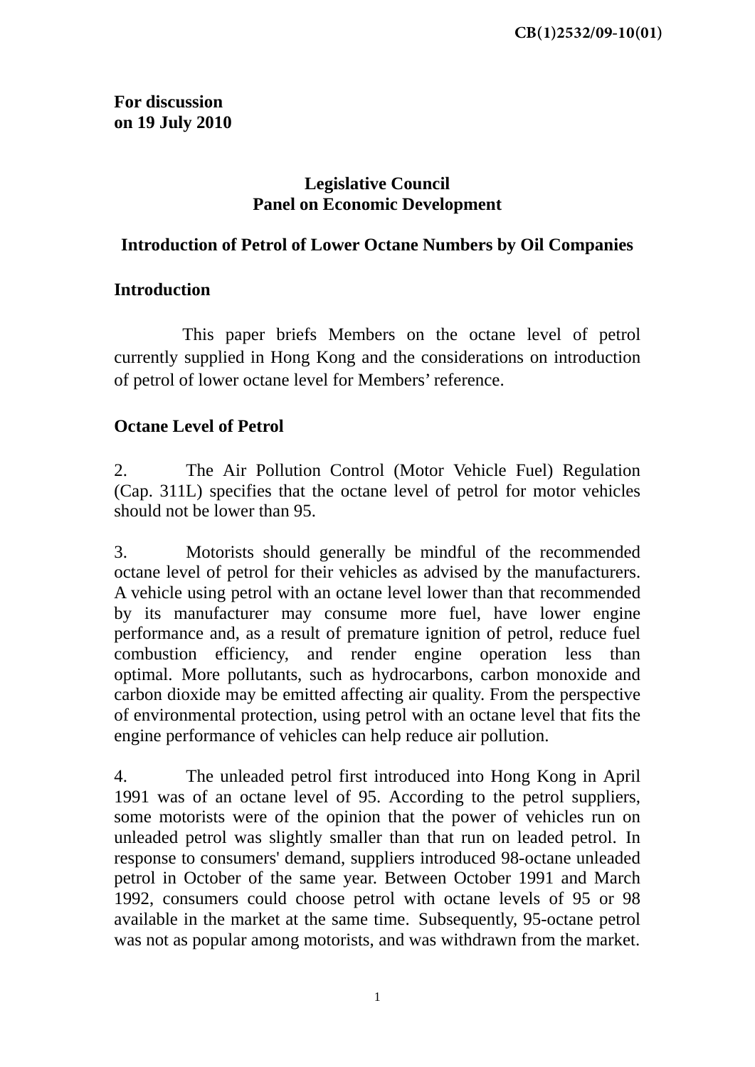CB(1)2532/09-10(01)

**For discussion**
**on 19 July 2010**

**Legislative Council**
**Panel on Economic Development**

**Introduction of Petrol of Lower Octane Numbers by Oil Companies**

## Introduction

This paper briefs Members on the octane level of petrol currently supplied in Hong Kong and the considerations on introduction of petrol of lower octane level for Members' reference.

## Octane Level of Petrol

2. The Air Pollution Control (Motor Vehicle Fuel) Regulation (Cap. 311L) specifies that the octane level of petrol for motor vehicles should not be lower than 95.

3. Motorists should generally be mindful of the recommended octane level of petrol for their vehicles as advised by the manufacturers. A vehicle using petrol with an octane level lower than that recommended by its manufacturer may consume more fuel, have lower engine performance and, as a result of premature ignition of petrol, reduce fuel combustion efficiency, and render engine operation less than optimal. More pollutants, such as hydrocarbons, carbon monoxide and carbon dioxide may be emitted affecting air quality. From the perspective of environmental protection, using petrol with an octane level that fits the engine performance of vehicles can help reduce air pollution.

4. The unleaded petrol first introduced into Hong Kong in April 1991 was of an octane level of 95. According to the petrol suppliers, some motorists were of the opinion that the power of vehicles run on unleaded petrol was slightly smaller than that run on leaded petrol. In response to consumers' demand, suppliers introduced 98-octane unleaded petrol in October of the same year. Between October 1991 and March 1992, consumers could choose petrol with octane levels of 95 or 98 available in the market at the same time. Subsequently, 95-octane petrol was not as popular among motorists, and was withdrawn from the market.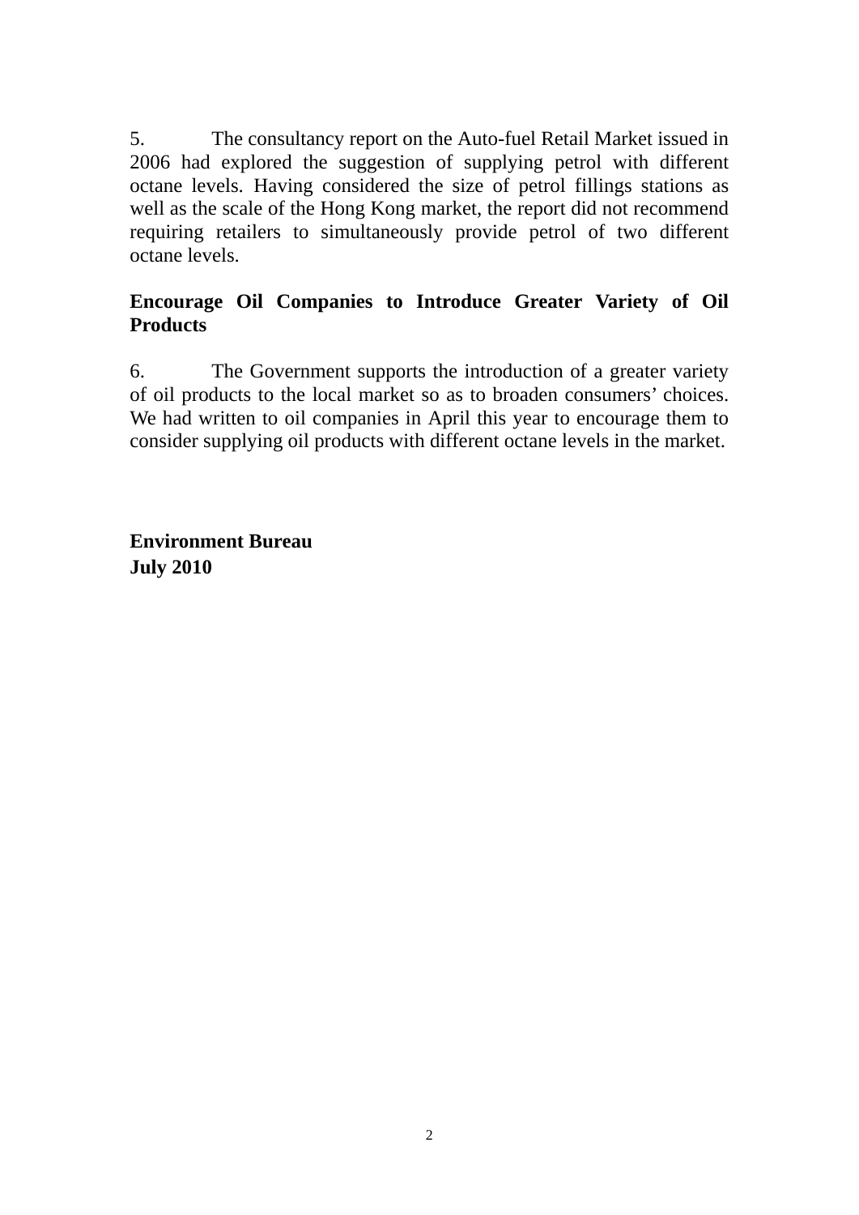5. The consultancy report on the Auto-fuel Retail Market issued in 2006 had explored the suggestion of supplying petrol with different octane levels. Having considered the size of petrol fillings stations as well as the scale of the Hong Kong market, the report did not recommend requiring retailers to simultaneously provide petrol of two different octane levels.

**Encourage Oil Companies to Introduce Greater Variety of Oil Products**

6. The Government supports the introduction of a greater variety of oil products to the local market so as to broaden consumers' choices. We had written to oil companies in April this year to encourage them to consider supplying oil products with different octane levels in the market.

**Environment Bureau**
**July 2010**